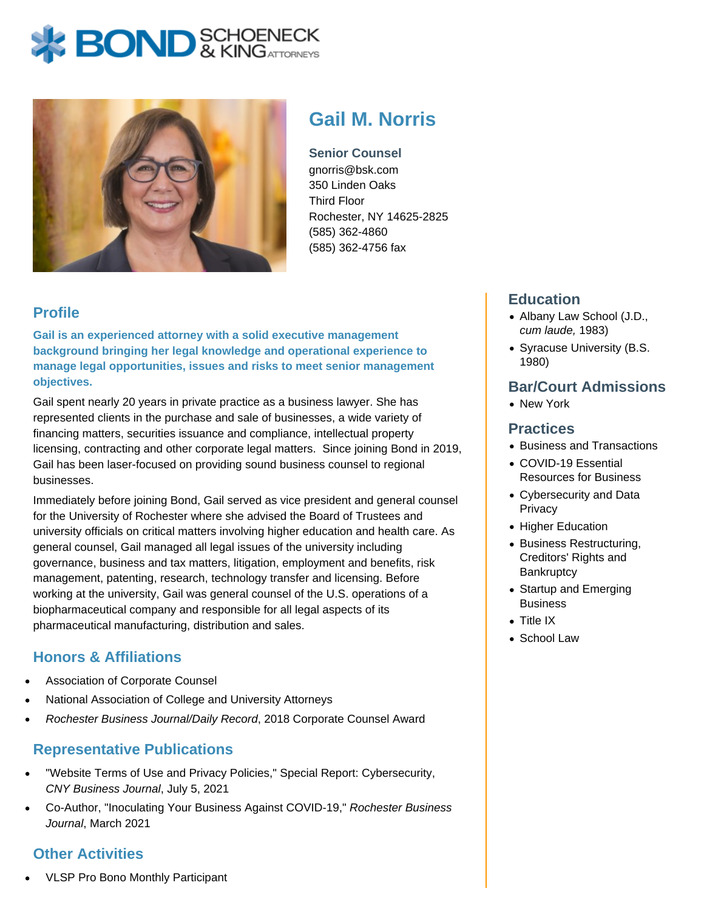# Gail M. Norris

**Senior Counsel**
gnorris@bsk.com
350 Linden Oaks
Third Floor
Rochester, NY 14625-2825
(585) 362-4860
(585) 362-4756 fax

## Profile

**Gail is an experienced attorney with a solid executive management background bringing her legal knowledge and operational experience to manage legal opportunities, issues and risks to meet senior management objectives.**

Gail spent nearly 20 years in private practice as a business lawyer. She has represented clients in the purchase and sale of businesses, a wide variety of financing matters, securities issuance and compliance, intellectual property licensing, contracting and other corporate legal matters. Since joining Bond in 2019, Gail has been laser-focused on providing sound business counsel to regional businesses.

Immediately before joining Bond, Gail served as vice president and general counsel for the University of Rochester where she advised the Board of Trustees and university officials on critical matters involving higher education and health care. As general counsel, Gail managed all legal issues of the university including governance, business and tax matters, litigation, employment and benefits, risk management, patenting, research, technology transfer and licensing. Before working at the university, Gail was general counsel of the U.S. operations of a biopharmaceutical company and responsible for all legal aspects of its pharmaceutical manufacturing, distribution and sales.

## Honors & Affiliations

- Association of Corporate Counsel
- National Association of College and University Attorneys
- *Rochester Business Journal/Daily Record*, 2018 Corporate Counsel Award

## Representative Publications

- "Website Terms of Use and Privacy Policies," Special Report: Cybersecurity, *CNY Business Journal*, July 5, 2021
- Co-Author, "Inoculating Your Business Against COVID-19," *Rochester Business Journal*, March 2021

## Other Activities

- VLSP Pro Bono Monthly Participant

## Education

- Albany Law School (J.D., *cum laude,* 1983)
- Syracuse University (B.S. 1980)

## Bar/Court Admissions

- New York

## Practices

- Business and Transactions
- COVID-19 Essential Resources for Business
- Cybersecurity and Data Privacy
- Higher Education
- Business Restructuring, Creditors' Rights and Bankruptcy
- Startup and Emerging Business
- Title IX
- School Law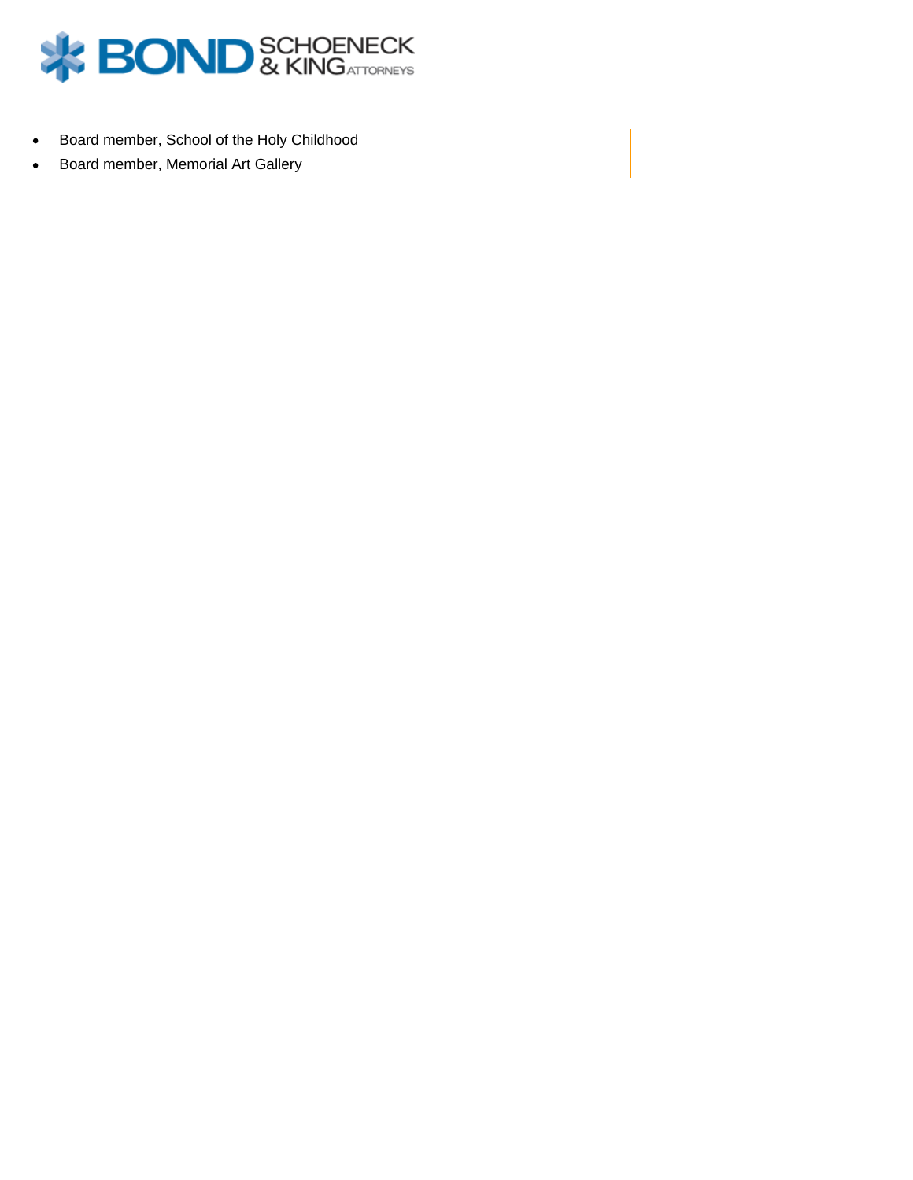- Board member, School of the Holy Childhood
- Board member, Memorial Art Gallery